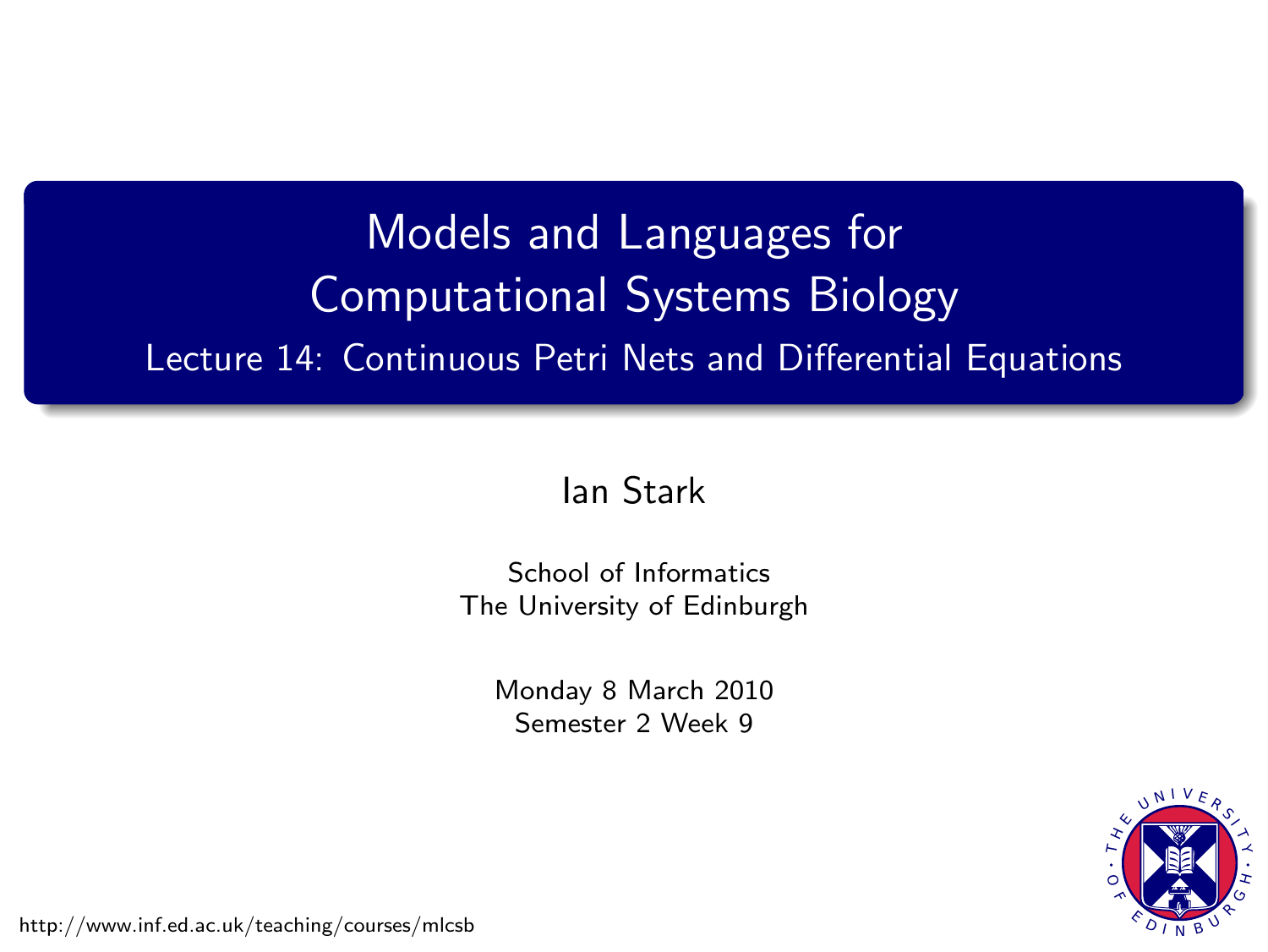# Models and Languages for Computational Systems Biology

## Lecture 14: Continuous Petri Nets and Differential Equations

Ian Stark

School of Informatics
The University of Edinburgh

Monday 8 March 2010
Semester 2 Week 9

http://www.inf.ed.ac.uk/teaching/courses/mlcsb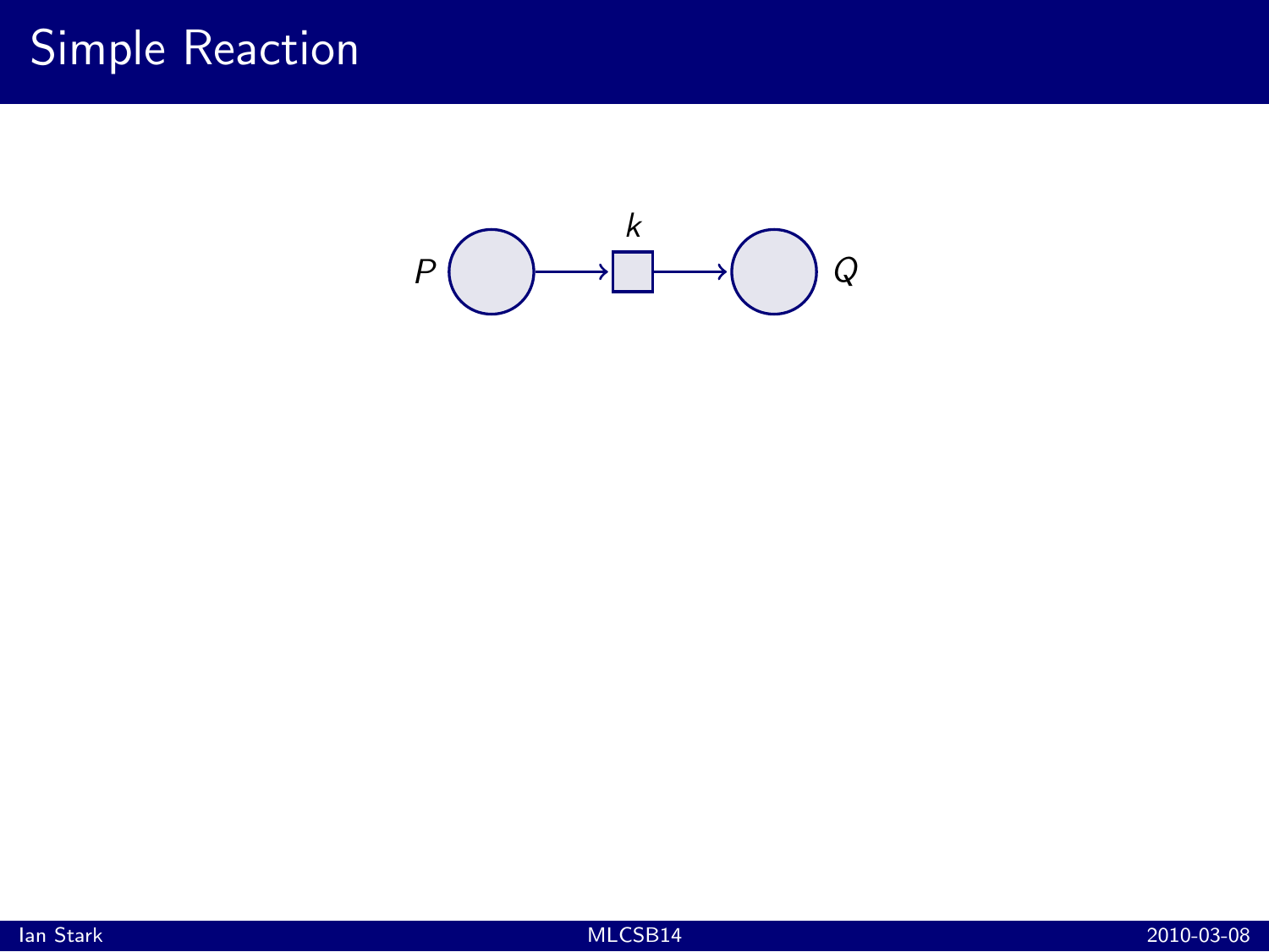# Simple Reaction

$P$ → $k$ → $Q$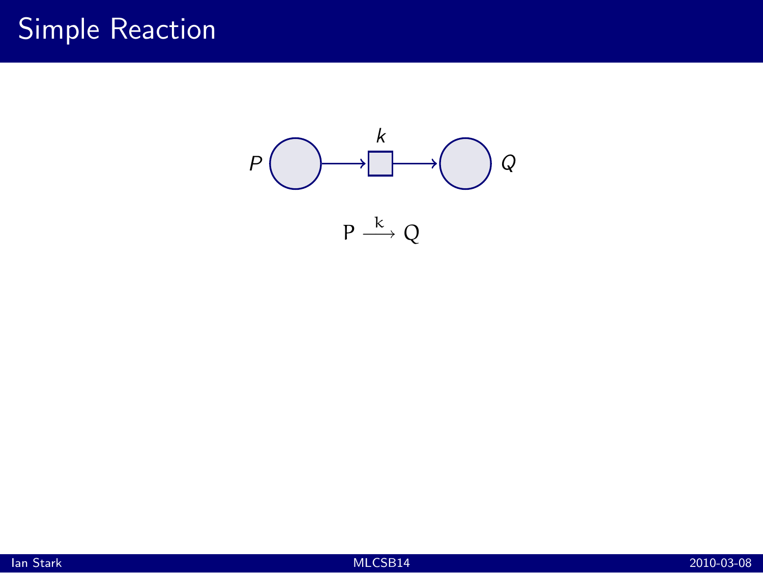# Simple Reaction

$P$ ○ → □ ($k$) → ○ $Q$

$$P \xrightarrow{k} Q$$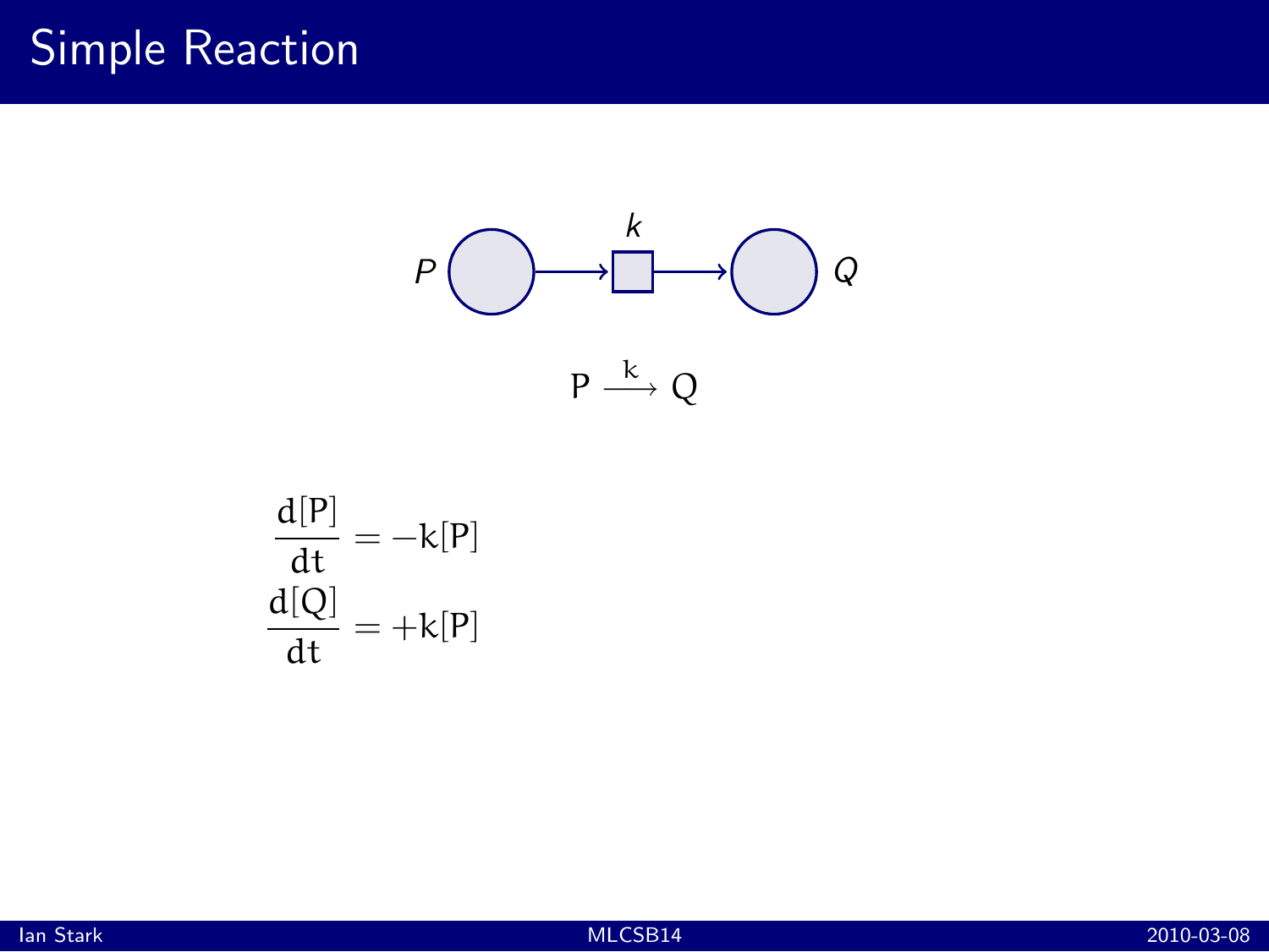# Simple Reaction

$$P \xrightarrow{k} Q$$

$$\frac{d[P]}{dt} = -k[P]$$

$$\frac{d[Q]}{dt} = +k[P]$$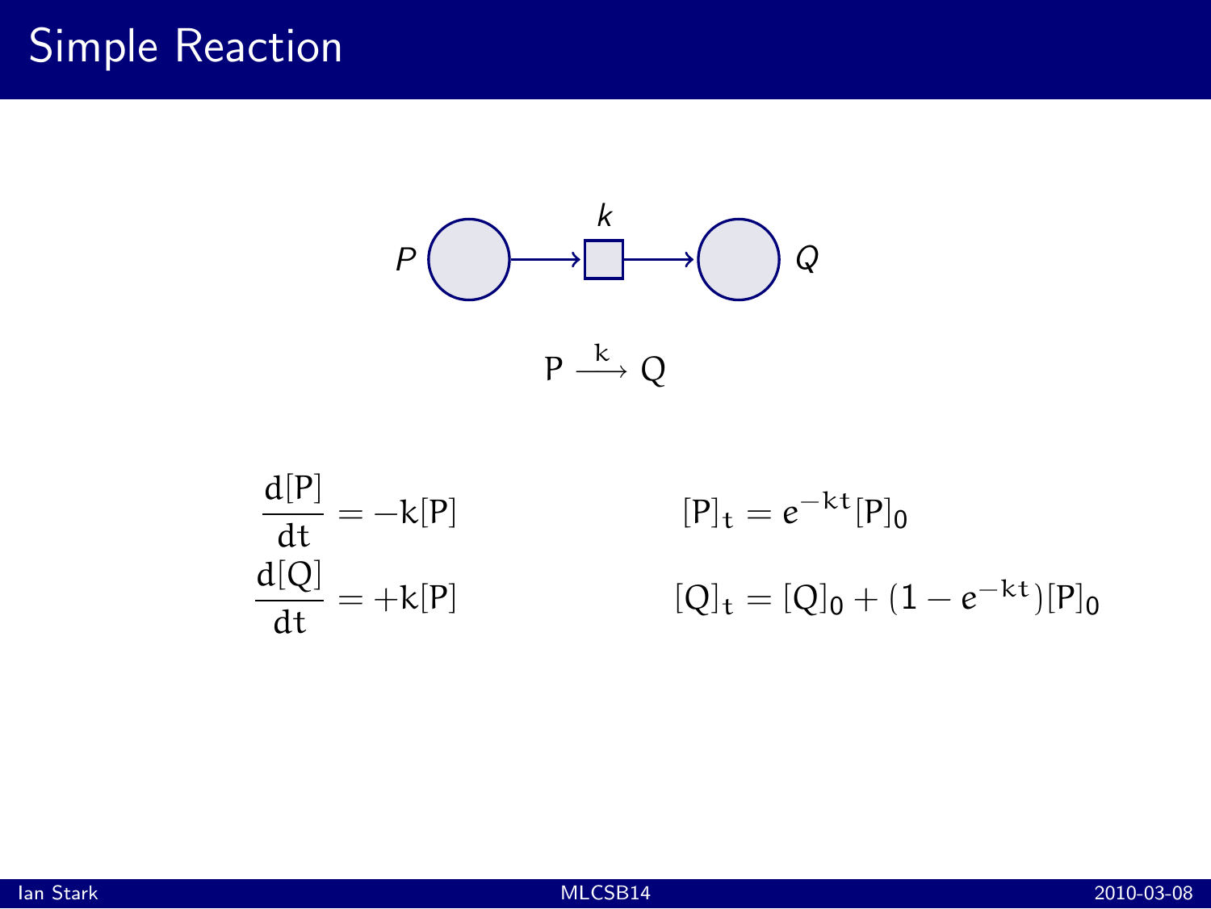# Simple Reaction

$P$ → $k$ → $Q$

$$P \xrightarrow{k} Q$$

$$\frac{d[P]}{dt} = -k[P] \qquad [P]_t = e^{-kt}[P]_0$$

$$\frac{d[Q]}{dt} = +k[P] \qquad [Q]_t = [Q]_0 + (1 - e^{-kt})[P]_0$$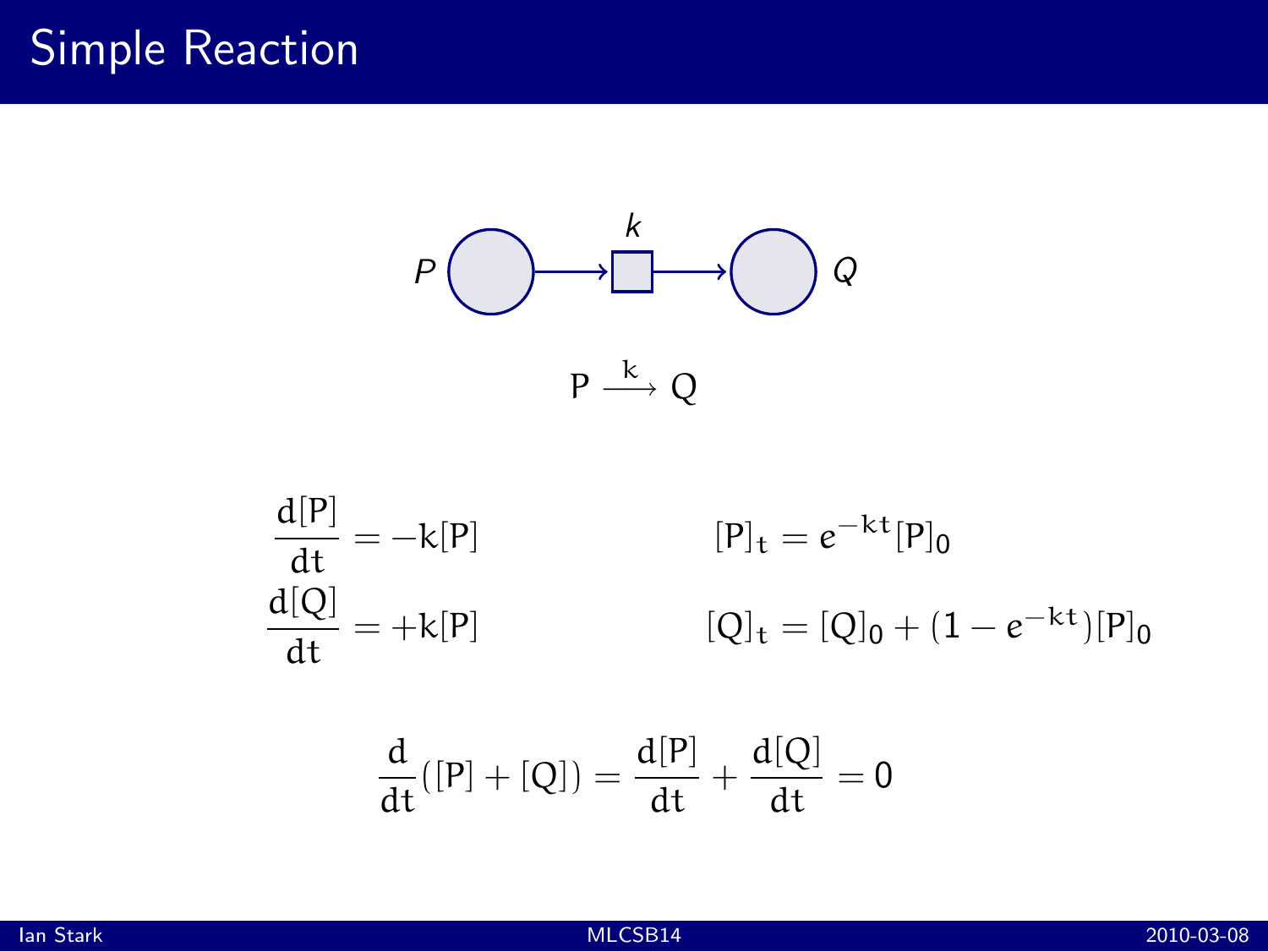# Simple Reaction

$P$ → $k$ → $Q$

$$P \xrightarrow{k} Q$$

$$\frac{d[P]}{dt} = -k[P] \qquad\qquad [P]_t = e^{-kt}[P]_0$$

$$\frac{d[Q]}{dt} = +k[P] \qquad\qquad [Q]_t = [Q]_0 + (1 - e^{-kt})[P]_0$$

$$\frac{d}{dt}([P] + [Q]) = \frac{d[P]}{dt} + \frac{d[Q]}{dt} = 0$$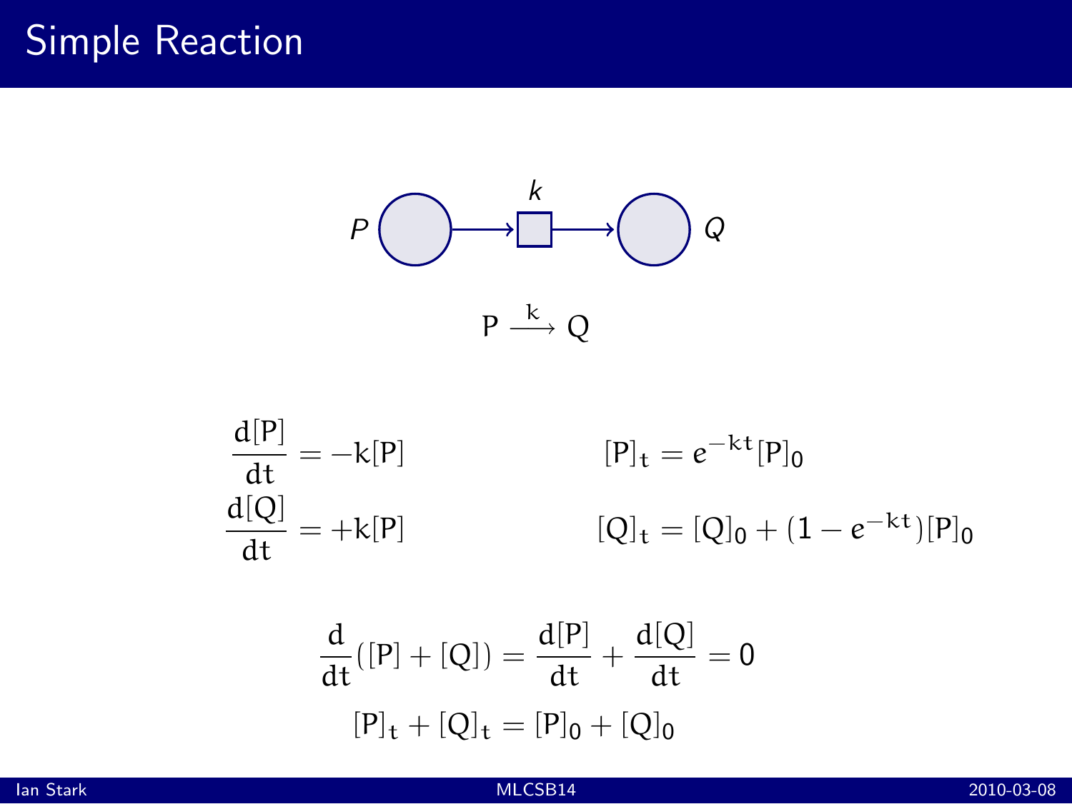# Simple Reaction

$P$ — $k$ → $Q$

$$P \xrightarrow{k} Q$$

$$\frac{d[P]}{dt} = -k[P] \qquad [P]_t = e^{-kt}[P]_0$$

$$\frac{d[Q]}{dt} = +k[P] \qquad [Q]_t = [Q]_0 + (1 - e^{-kt})[P]_0$$

$$\frac{d}{dt}([P] + [Q]) = \frac{d[P]}{dt} + \frac{d[Q]}{dt} = 0$$

$$[P]_t + [Q]_t = [P]_0 + [Q]_0$$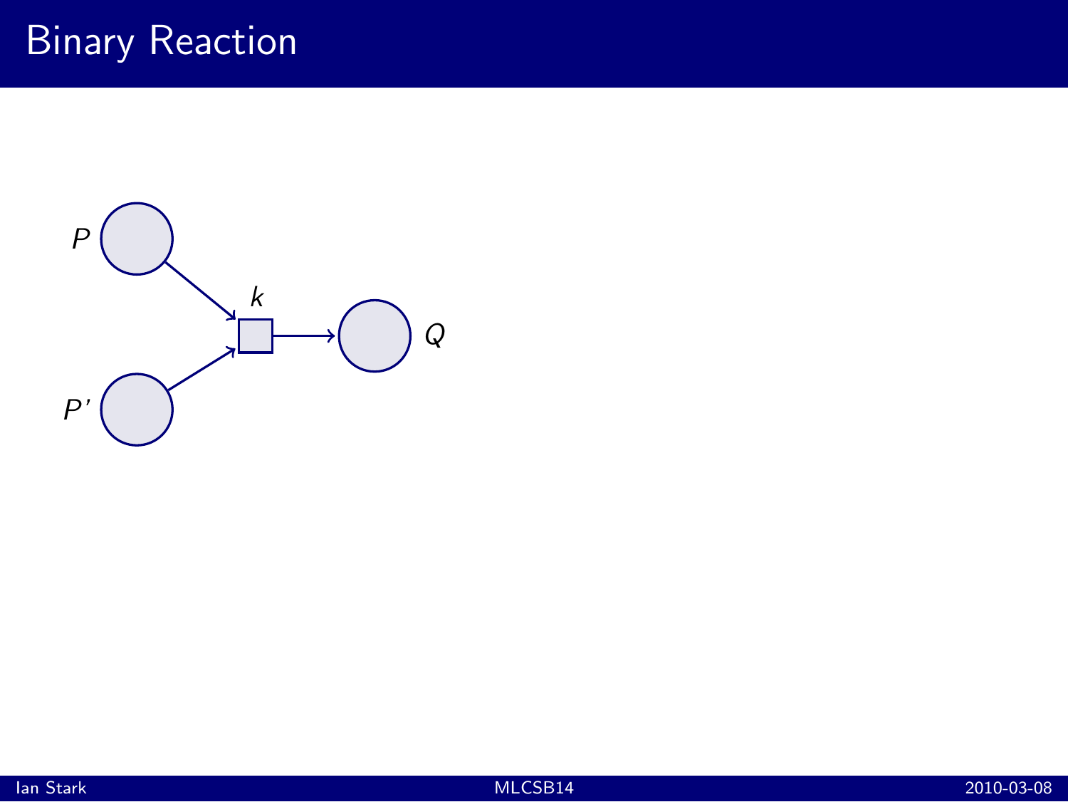# Binary Reaction

$P$

$k$

$Q$

$P'$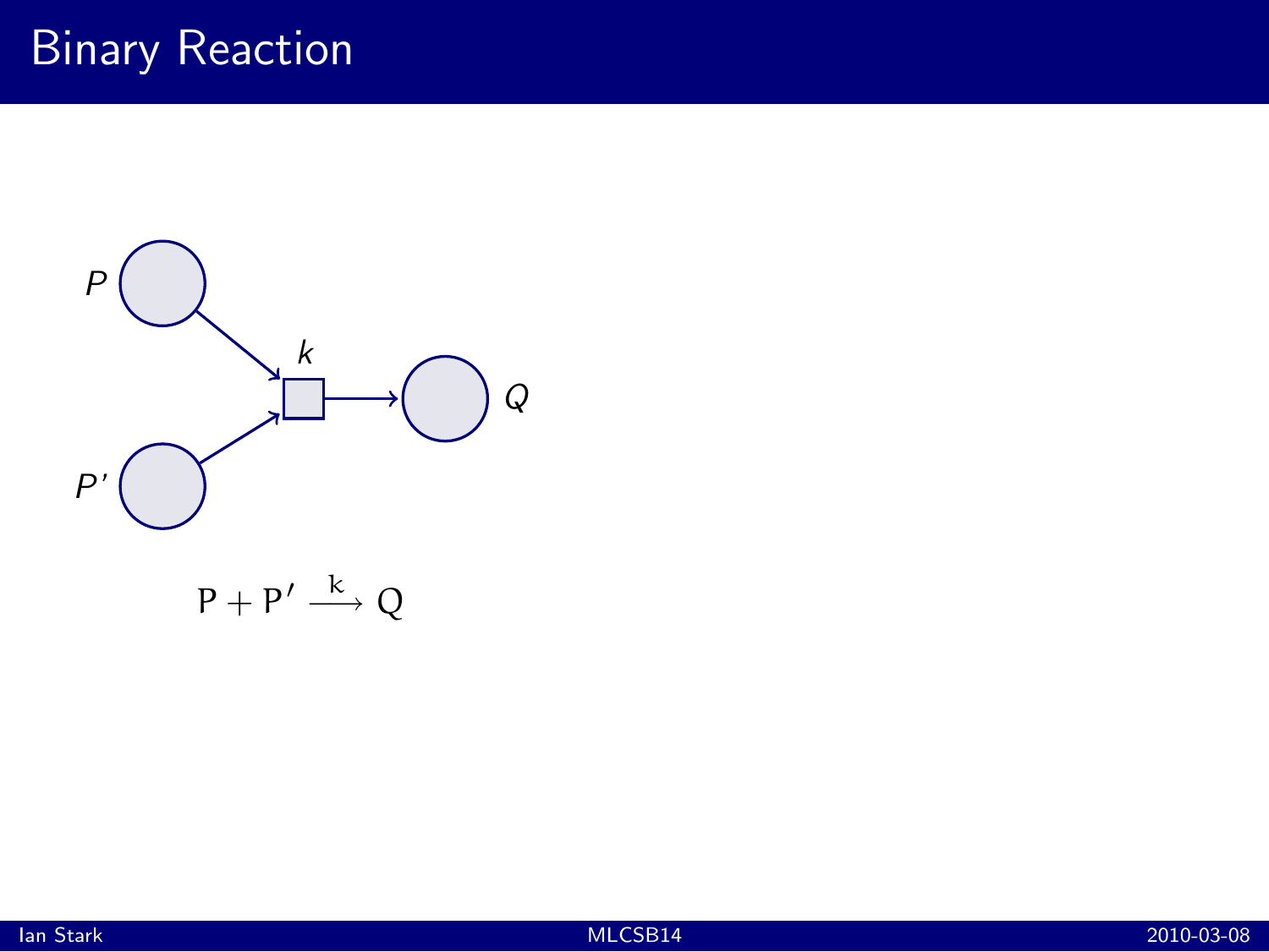# Binary Reaction

$$P + P' \xrightarrow{k} Q$$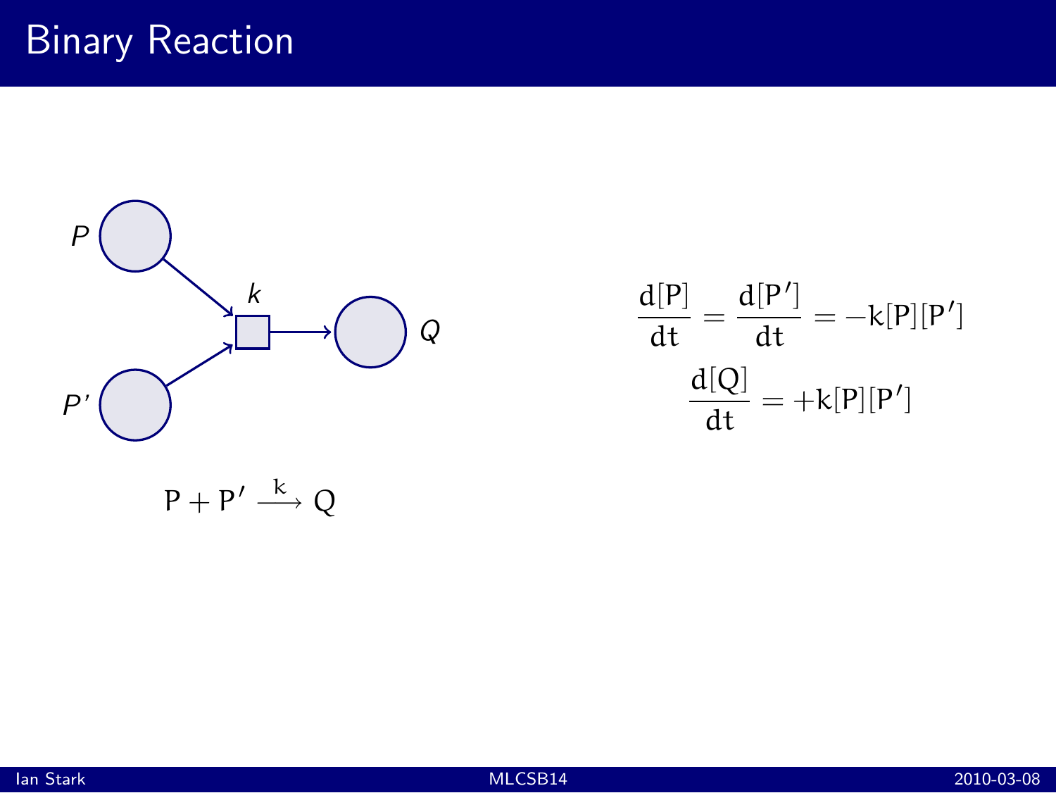# Binary Reaction

$$P + P' \xrightarrow{k} Q$$

$$\frac{d[P]}{dt} = \frac{d[P']}{dt} = -k[P][P']$$

$$\frac{d[Q]}{dt} = +k[P][P']$$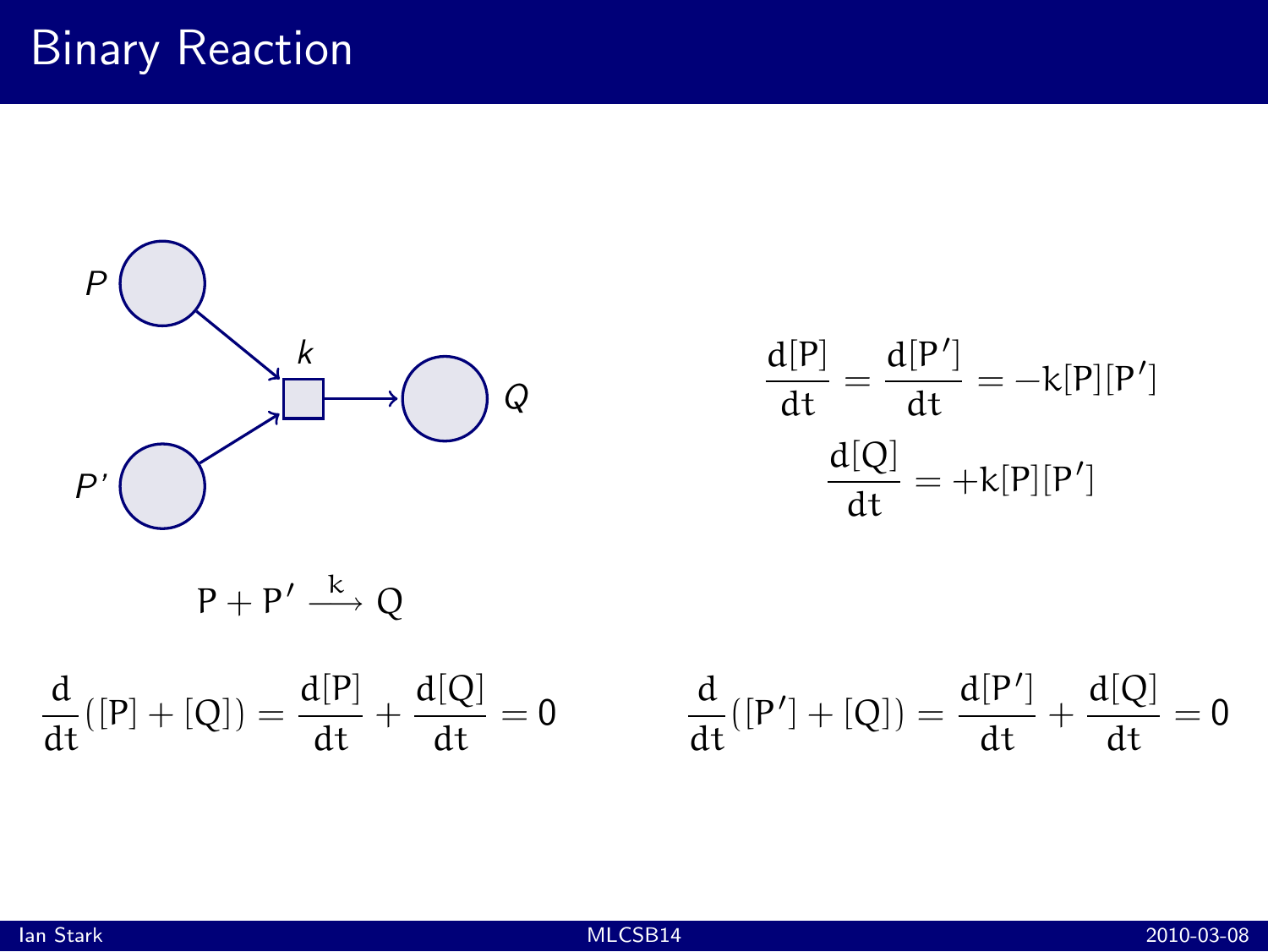# Binary Reaction

$$P + P' \xrightarrow{k} Q$$

$$\frac{d[P]}{dt} = \frac{d[P']}{dt} = -k[P][P']$$

$$\frac{d[Q]}{dt} = +k[P][P']$$

$$\frac{d}{dt}([P] + [Q]) = \frac{d[P]}{dt} + \frac{d[Q]}{dt} = 0 \qquad \frac{d}{dt}([P'] + [Q]) = \frac{d[P']}{dt} + \frac{d[Q]}{dt} = 0$$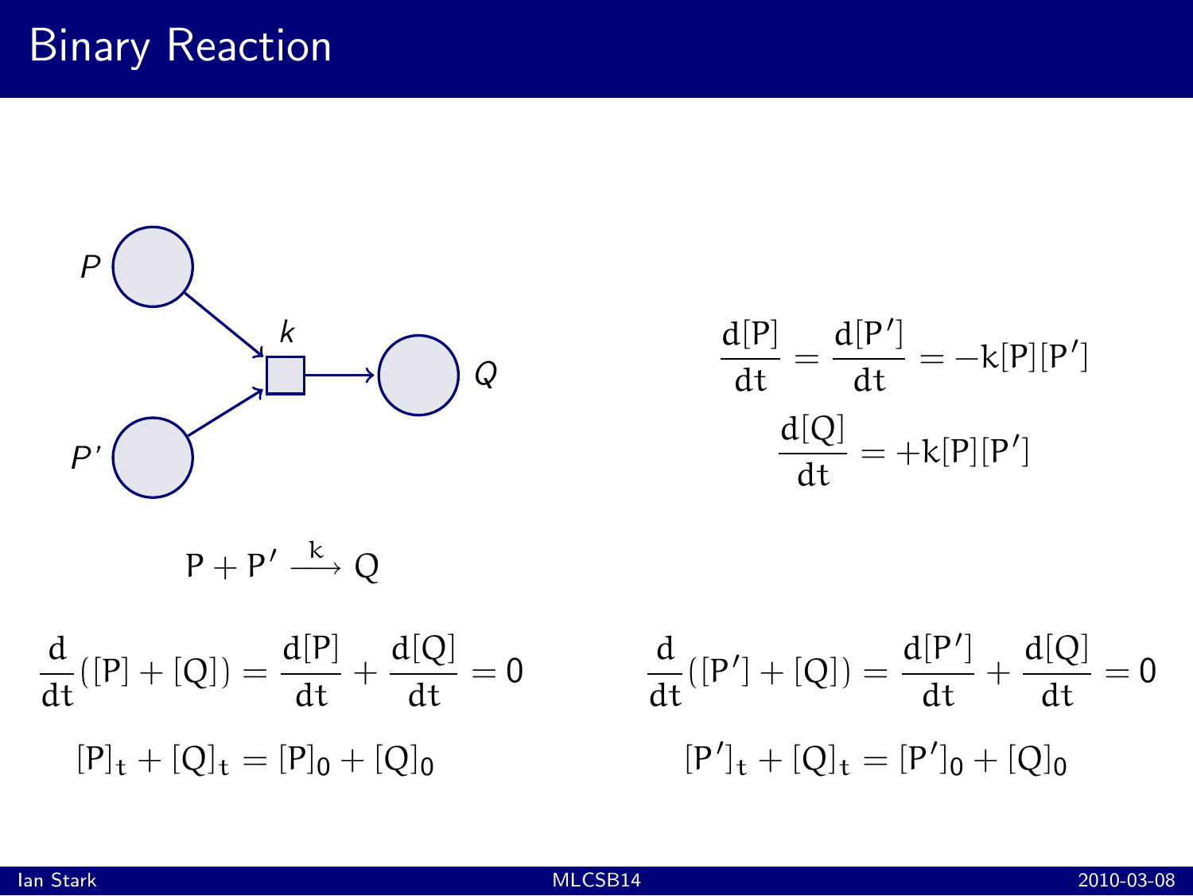# Binary Reaction

$$P + P' \xrightarrow{k} Q$$

$$\frac{d[P]}{dt} = \frac{d[P']}{dt} = -k[P][P']$$

$$\frac{d[Q]}{dt} = +k[P][P']$$

$$\frac{d}{dt}([P] + [Q]) = \frac{d[P]}{dt} + \frac{d[Q]}{dt} = 0$$

$$[P]_t + [Q]_t = [P]_0 + [Q]_0$$

$$\frac{d}{dt}([P'] + [Q]) = \frac{d[P']}{dt} + \frac{d[Q]}{dt} = 0$$

$$[P']_t + [Q]_t = [P']_0 + [Q]_0$$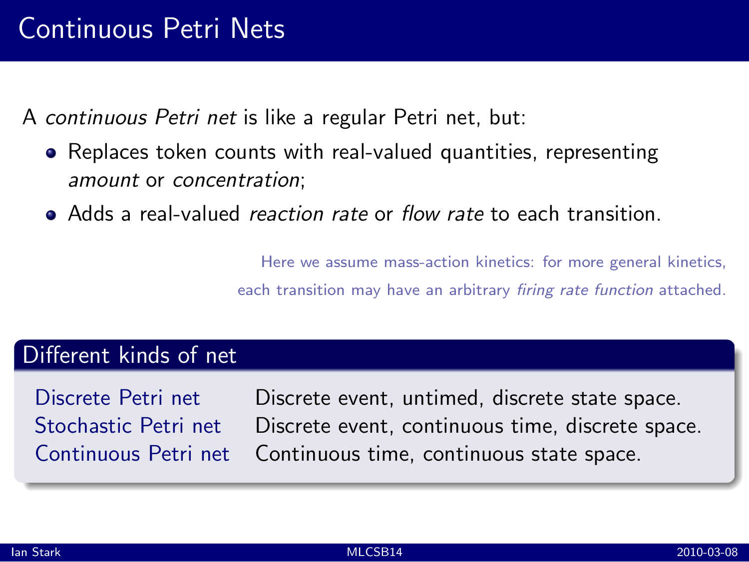# Continuous Petri Nets

A *continuous Petri net* is like a regular Petri net, but:

- Replaces token counts with real-valued quantities, representing *amount* or *concentration*;
- Adds a real-valued *reaction rate* or *flow rate* to each transition.

Here we assume mass-action kinetics: for more general kinetics, each transition may have an arbitrary *firing rate function* attached.

## Different kinds of net

| | |
|---|---|
| Discrete Petri net | Discrete event, untimed, discrete state space. |
| Stochastic Petri net | Discrete event, continuous time, discrete space. |
| Continuous Petri net | Continuous time, continuous state space. |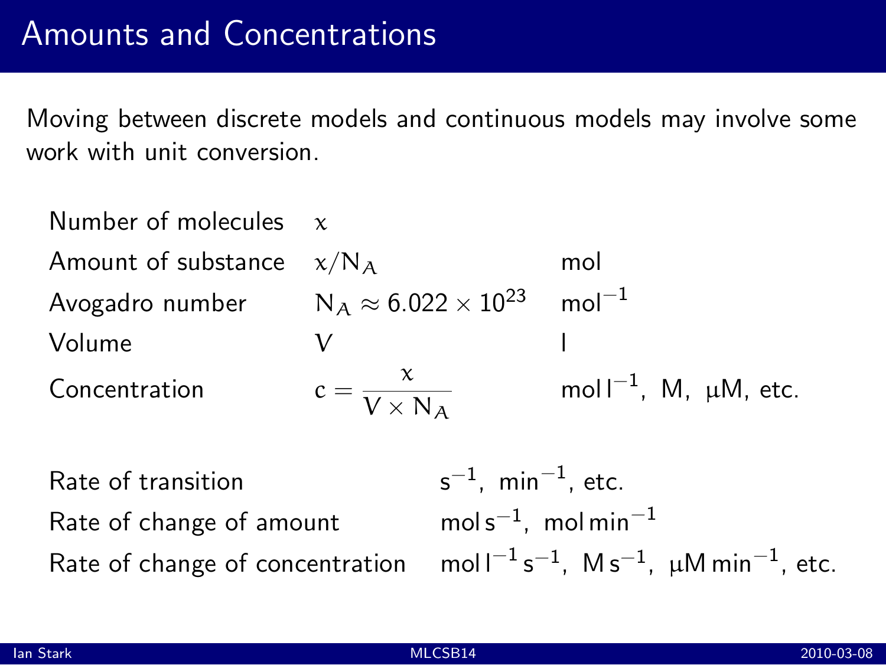# Amounts and Concentrations

Moving between discrete models and continuous models may involve some work with unit conversion.

| | | |
|---|---|---|
| Number of molecules | $x$ | |
| Amount of substance | $x/N_A$ | mol |
| Avogadro number | $N_A \approx 6.022 \times 10^{23}$ | $\text{mol}^{-1}$ |
| Volume | $V$ | l |
| Concentration | $c = \dfrac{x}{V \times N_A}$ | $\text{mol}\,\text{l}^{-1}$, M, μM, etc. |

| | |
|---|---|
| Rate of transition | $\text{s}^{-1}$, $\text{min}^{-1}$, etc. |
| Rate of change of amount | $\text{mol}\,\text{s}^{-1}$, $\text{mol}\,\text{min}^{-1}$ |
| Rate of change of concentration | $\text{mol}\,\text{l}^{-1}\,\text{s}^{-1}$, $\text{M}\,\text{s}^{-1}$, $\mu\text{M}\,\text{min}^{-1}$, etc. |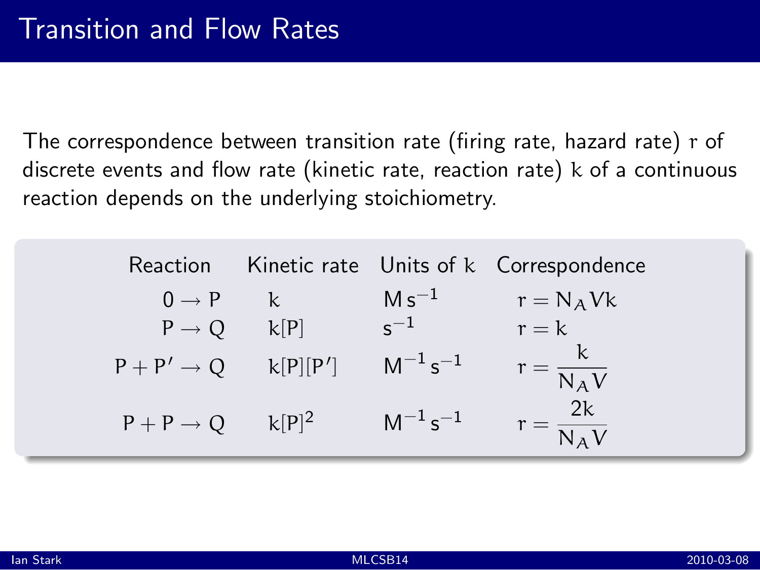# Transition and Flow Rates

The correspondence between transition rate (firing rate, hazard rate) $r$ of discrete events and flow rate (kinetic rate, reaction rate) $k$ of a continuous reaction depends on the underlying stoichiometry.

| Reaction | Kinetic rate | Units of $k$ | Correspondence |
|---|---|---|---|
| $0 \to P$ | $k$ | $\mathrm{M\,s^{-1}}$ | $r = N_A V k$ |
| $P \to Q$ | $k[P]$ | $\mathrm{s^{-1}}$ | $r = k$ |
| $P + P' \to Q$ | $k[P][P']$ | $\mathrm{M^{-1}\,s^{-1}}$ | $r = \dfrac{k}{N_A V}$ |
| $P + P \to Q$ | $k[P]^2$ | $\mathrm{M^{-1}\,s^{-1}}$ | $r = \dfrac{2k}{N_A V}$ |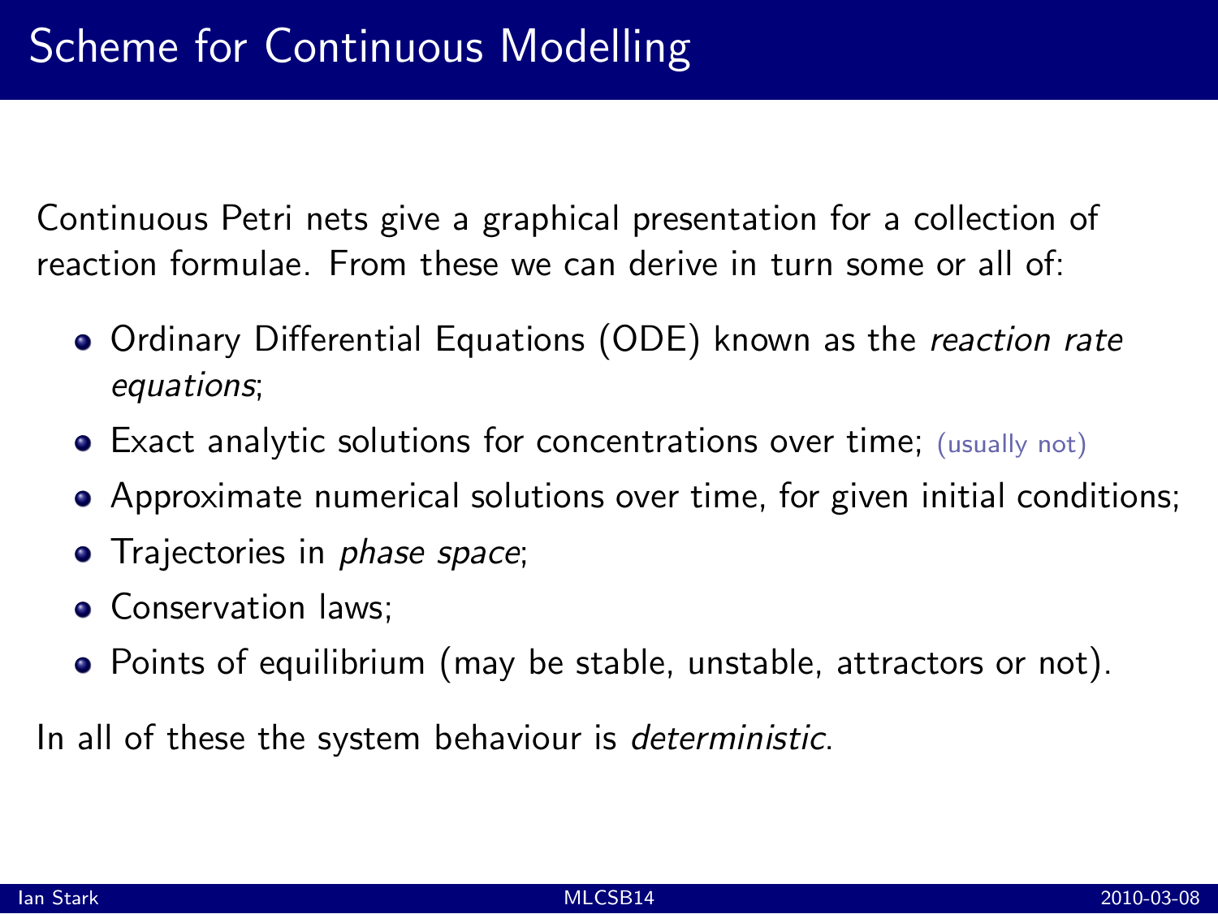# Scheme for Continuous Modelling

Continuous Petri nets give a graphical presentation for a collection of reaction formulae. From these we can derive in turn some or all of:

- Ordinary Differential Equations (ODE) known as the *reaction rate equations*;
- Exact analytic solutions for concentrations over time; (usually not)
- Approximate numerical solutions over time, for given initial conditions;
- Trajectories in *phase space*;
- Conservation laws;
- Points of equilibrium (may be stable, unstable, attractors or not).

In all of these the system behaviour is *deterministic*.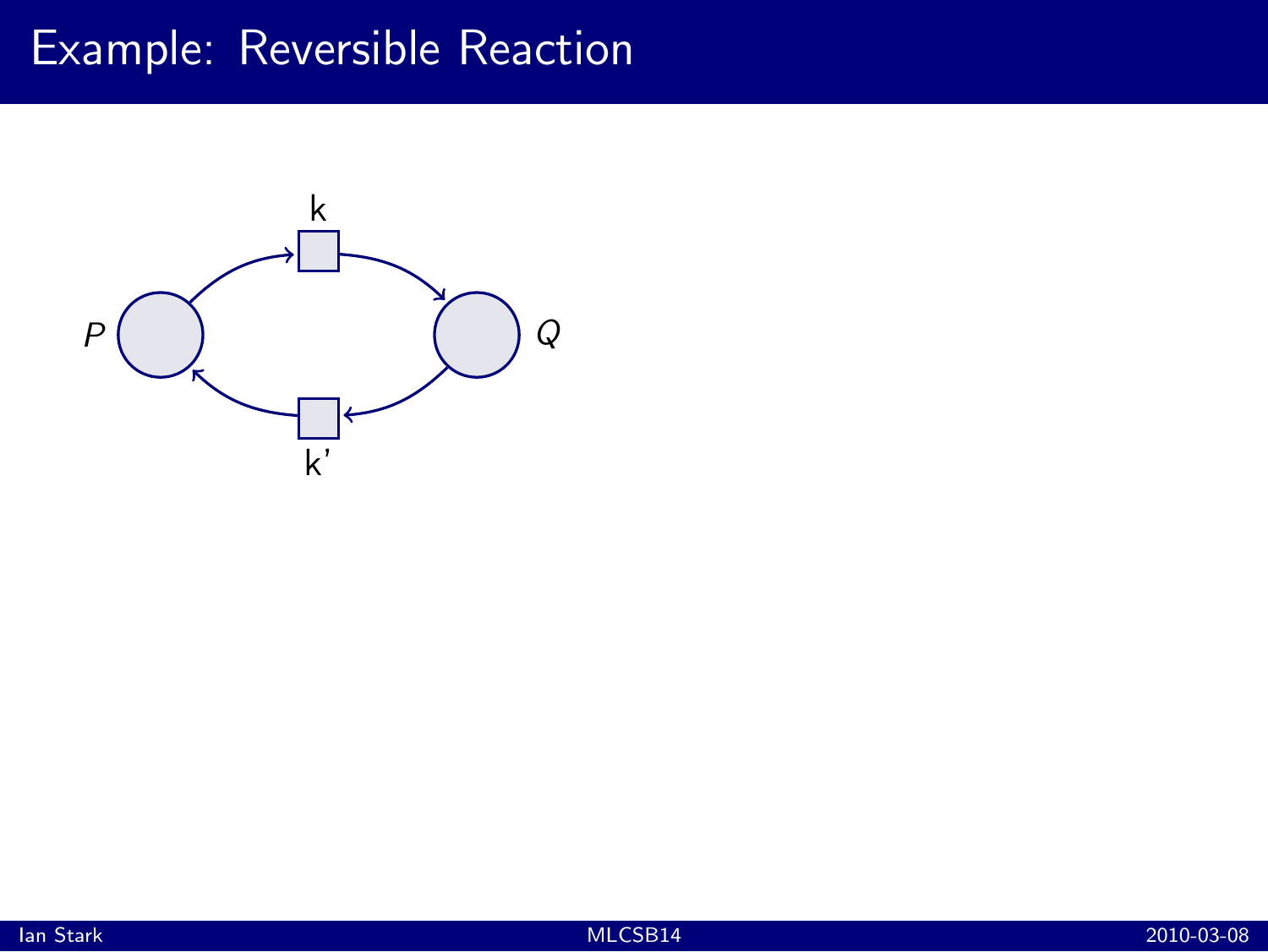# Example: Reversible Reaction

$P$

k

k'

$Q$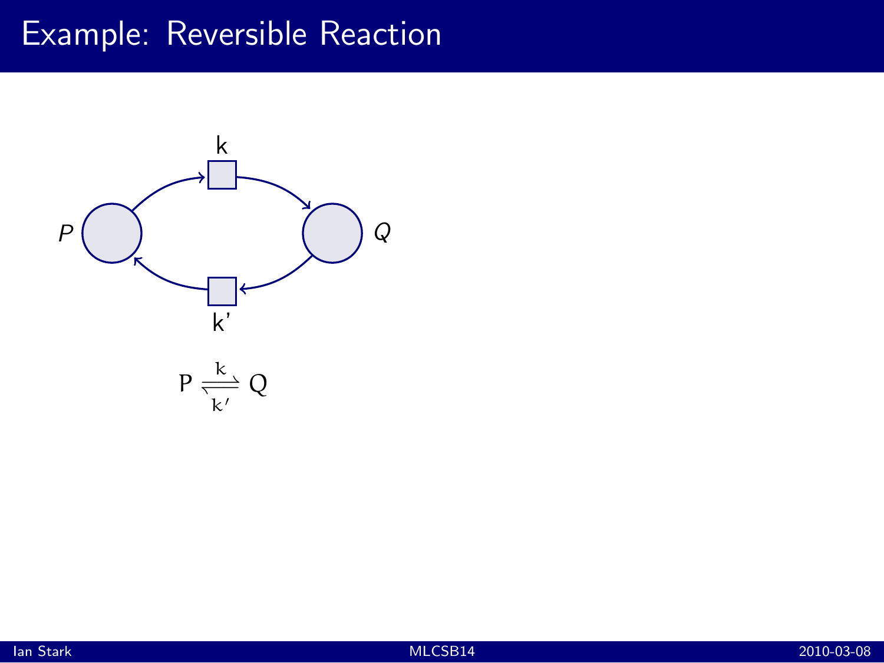# Example: Reversible Reaction

k

P

Q

k'

$$P \underset{k'}{\overset{k}{\rightleftharpoons}} Q$$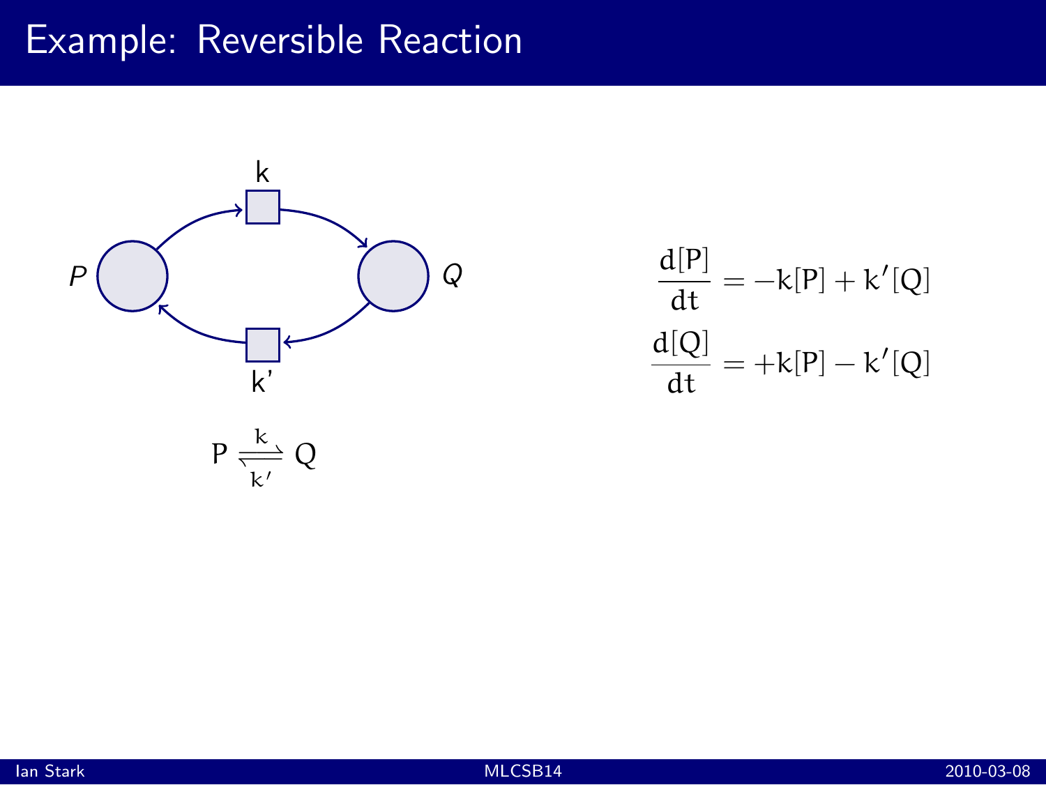# Example: Reversible Reaction

$$P \underset{k'}{\overset{k}{\rightleftharpoons}} Q$$

$$\frac{d[P]}{dt} = -k[P] + k'[Q]$$

$$\frac{d[Q]}{dt} = +k[P] - k'[Q]$$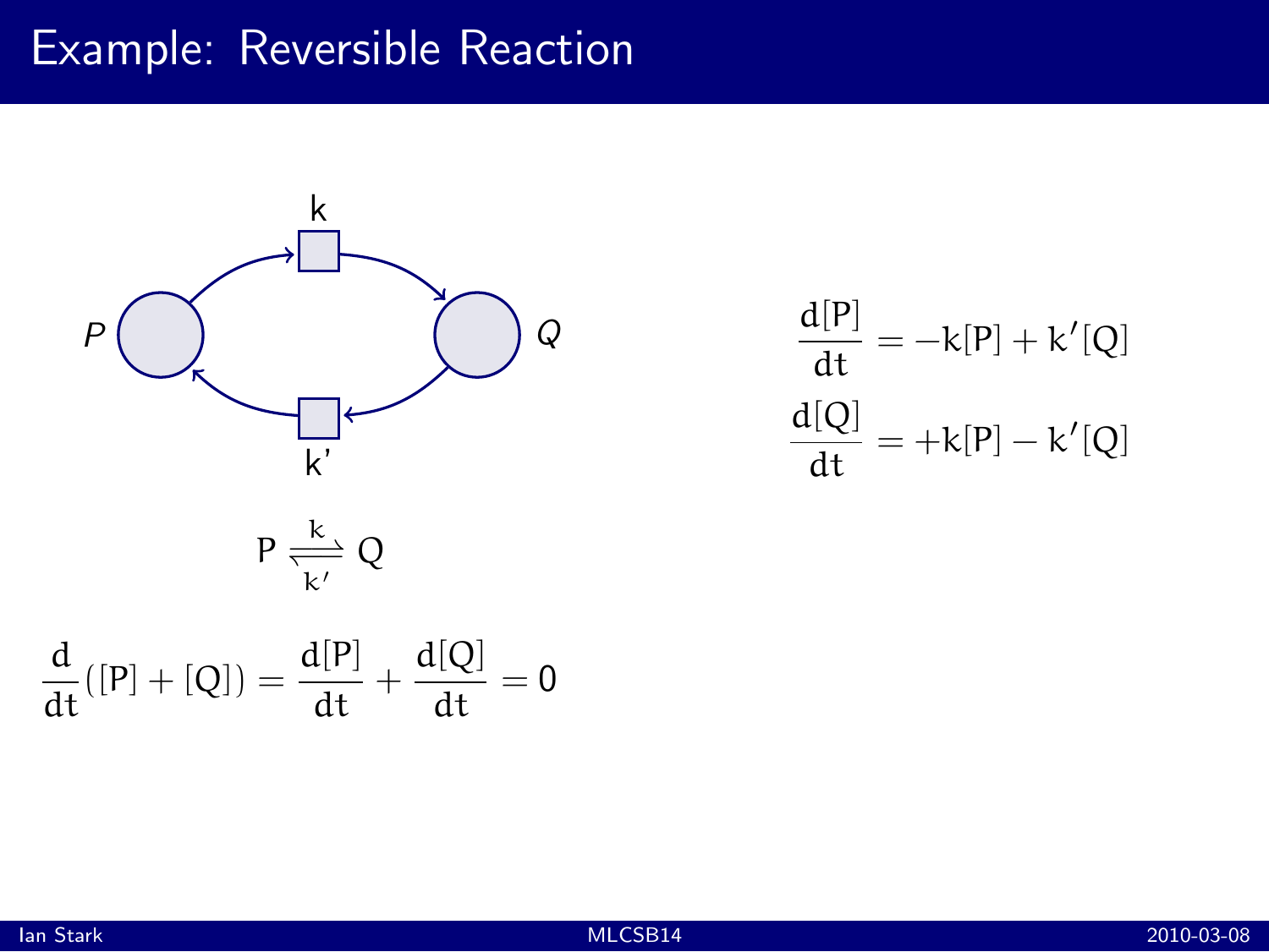# Example: Reversible Reaction

$$P \underset{k'}{\overset{k}{\rightleftharpoons}} Q$$

$$\frac{d}{dt}([P] + [Q]) = \frac{d[P]}{dt} + \frac{d[Q]}{dt} = 0$$

$$\frac{d[P]}{dt} = -k[P] + k'[Q]$$

$$\frac{d[Q]}{dt} = +k[P] - k'[Q]$$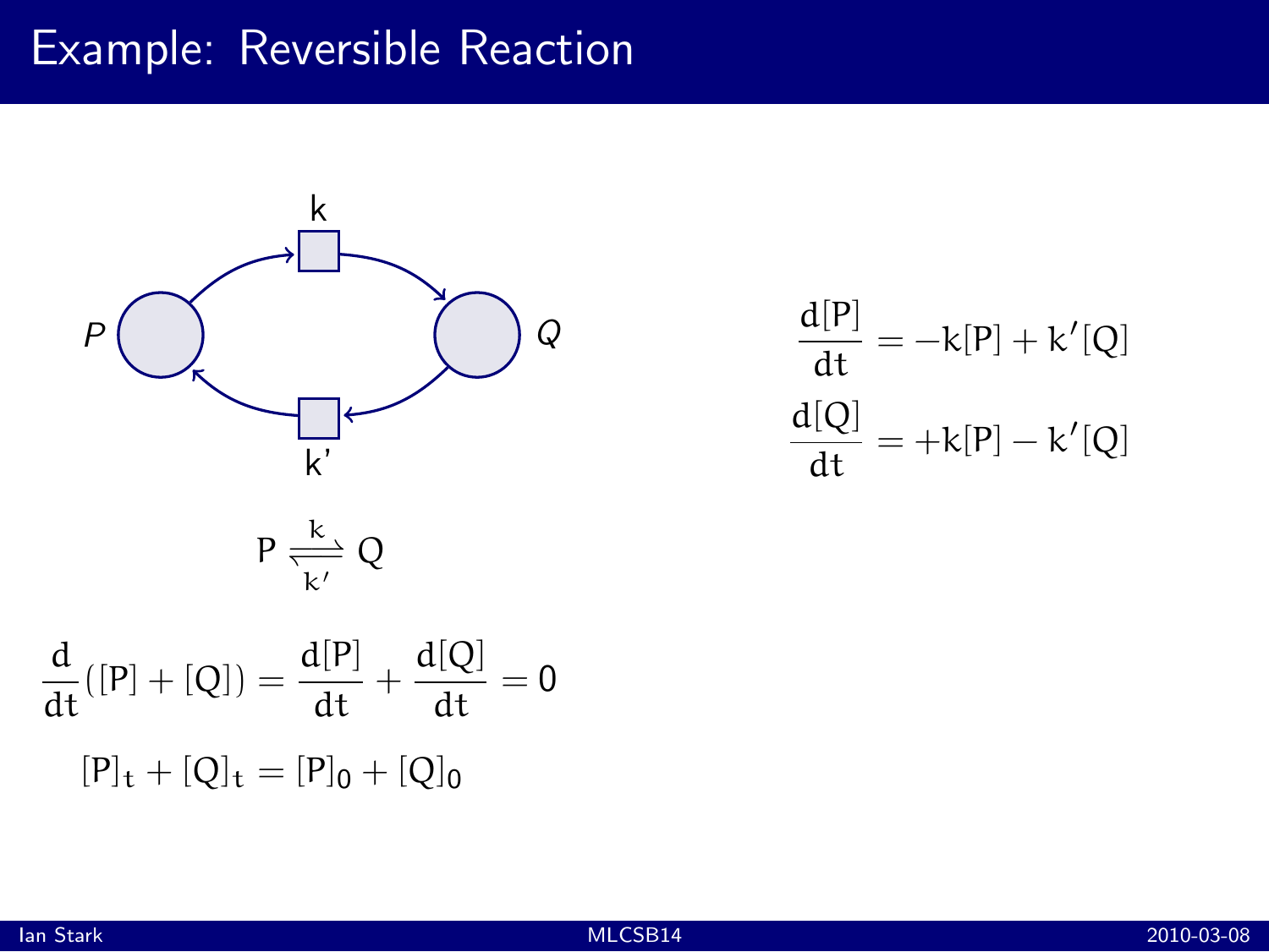# Example: Reversible Reaction

$$P \underset{k'}{\overset{k}{\rightleftharpoons}} Q$$

$$\frac{d}{dt}([P] + [Q]) = \frac{d[P]}{dt} + \frac{d[Q]}{dt} = 0$$

$$[P]_t + [Q]_t = [P]_0 + [Q]_0$$

$$\frac{d[P]}{dt} = -k[P] + k'[Q]$$

$$\frac{d[Q]}{dt} = +k[P] - k'[Q]$$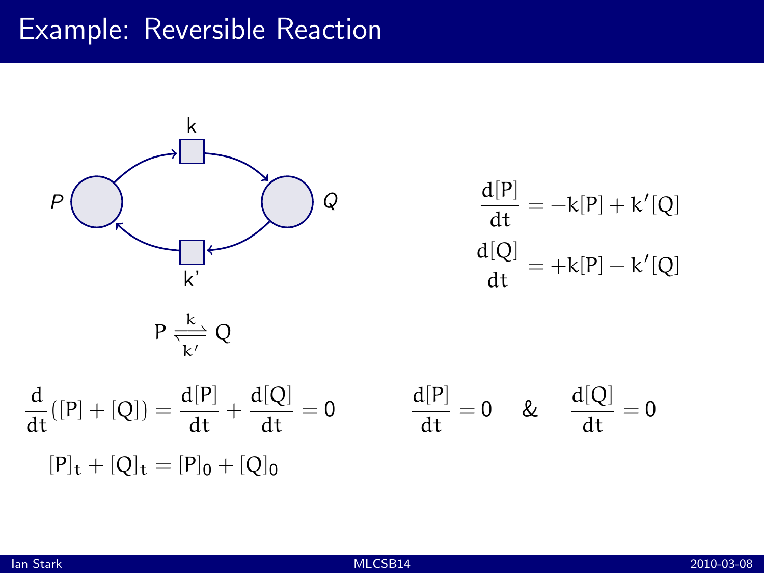# Example: Reversible Reaction

P, Q, k, k'

$$P \underset{k'}{\overset{k}{\rightleftharpoons}} Q$$

$$\frac{d[P]}{dt} = -k[P] + k'[Q]$$

$$\frac{d[Q]}{dt} = +k[P] - k'[Q]$$

$$\frac{d}{dt}([P] + [Q]) = \frac{d[P]}{dt} + \frac{d[Q]}{dt} = 0$$

$$[P]_t + [Q]_t = [P]_0 + [Q]_0$$

$$\frac{d[P]}{dt} = 0 \quad \& \quad \frac{d[Q]}{dt} = 0$$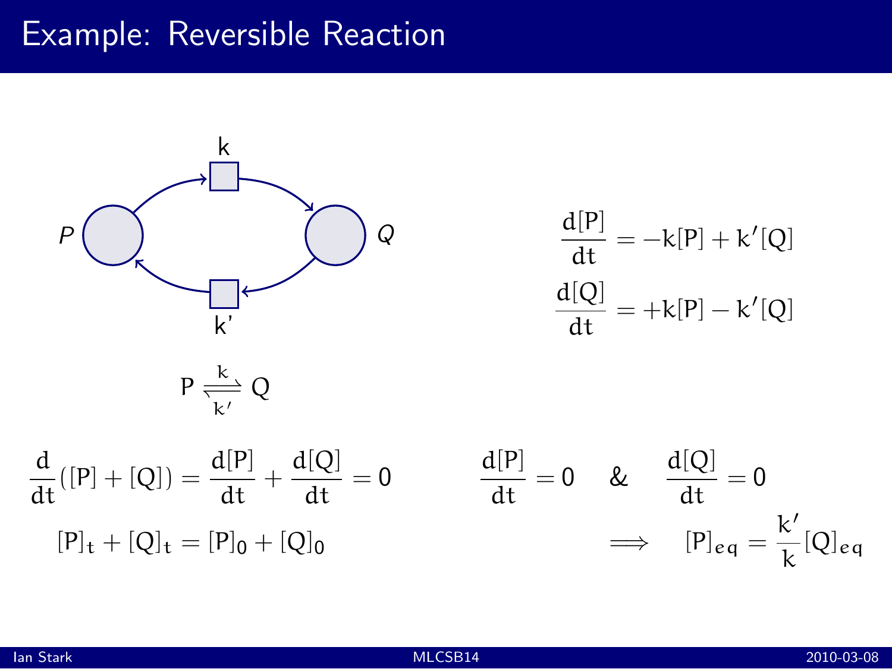# Example: Reversible Reaction

$$P \underset{k'}{\overset{k}{\rightleftharpoons}} Q$$

$$\frac{d[P]}{dt} = -k[P] + k'[Q]$$

$$\frac{d[Q]}{dt} = +k[P] - k'[Q]$$

$$\frac{d}{dt}([P] + [Q]) = \frac{d[P]}{dt} + \frac{d[Q]}{dt} = 0$$

$$[P]_t + [Q]_t = [P]_0 + [Q]_0$$

$$\frac{d[P]}{dt} = 0 \quad \& \quad \frac{d[Q]}{dt} = 0$$

$$\implies \quad [P]_{eq} = \frac{k'}{k}[Q]_{eq}$$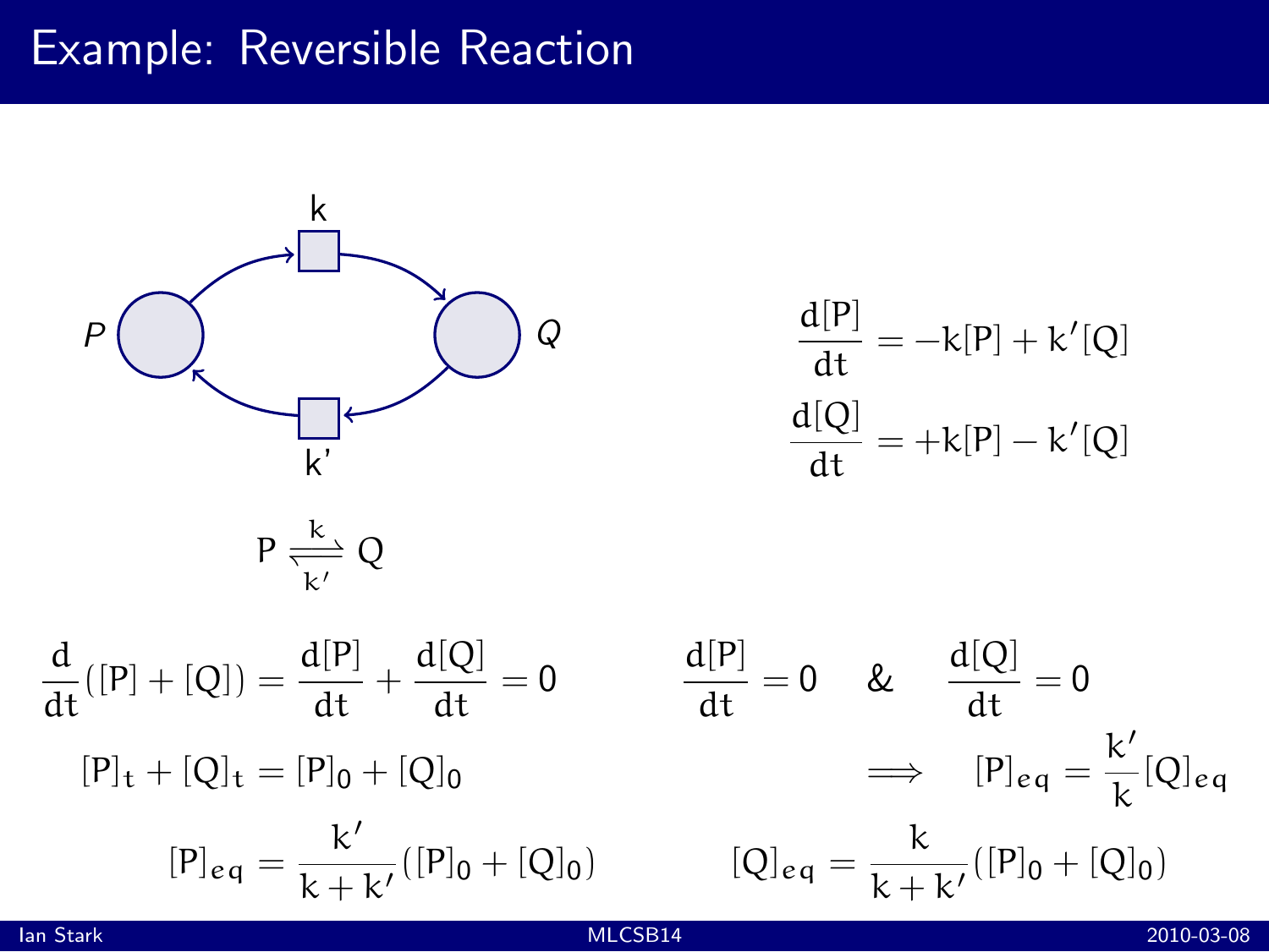# Example: Reversible Reaction

P k Q k'

$$P \underset{k'}{\overset{k}{\rightleftharpoons}} Q$$

$$\frac{d[P]}{dt} = -k[P] + k'[Q]$$

$$\frac{d[Q]}{dt} = +k[P] - k'[Q]$$

$$\frac{d}{dt}([P] + [Q]) = \frac{d[P]}{dt} + \frac{d[Q]}{dt} = 0$$

$$[P]_t + [Q]_t = [P]_0 + [Q]_0$$

$$\frac{d[P]}{dt} = 0 \quad \& \quad \frac{d[Q]}{dt} = 0$$

$$\implies \quad [P]_{eq} = \frac{k'}{k}[Q]_{eq}$$

$$[P]_{eq} = \frac{k'}{k + k'}([P]_0 + [Q]_0) \qquad [Q]_{eq} = \frac{k}{k + k'}([P]_0 + [Q]_0)$$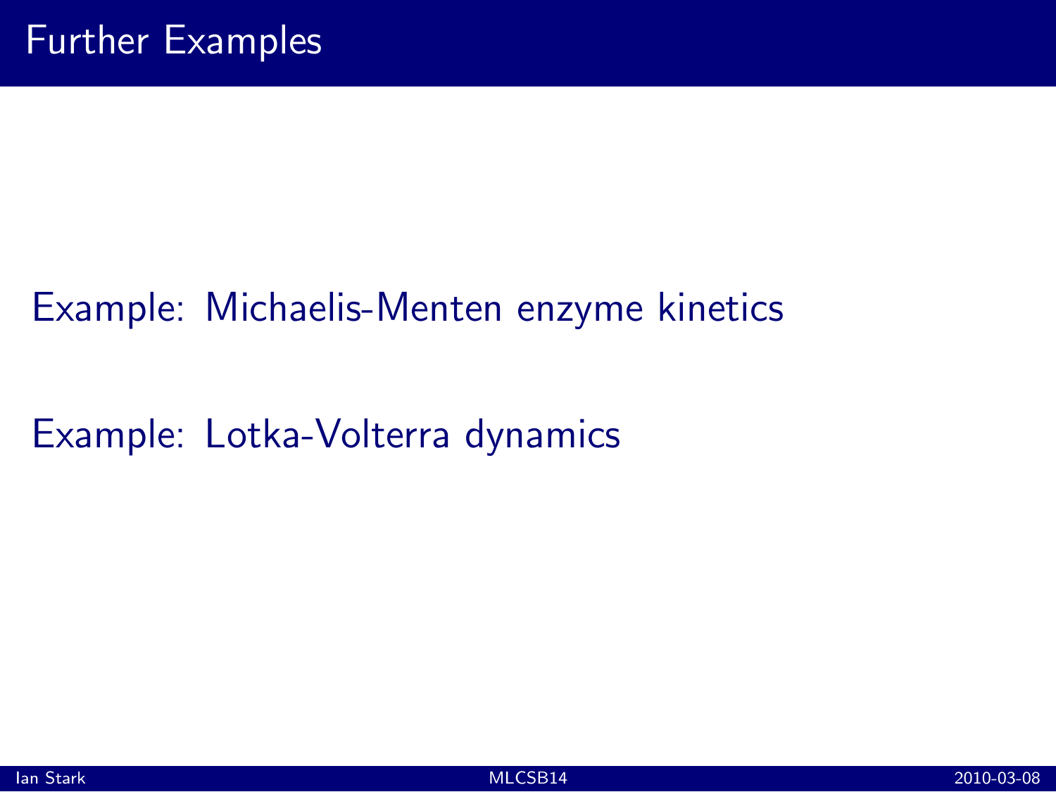# Further Examples

Example: Michaelis-Menten enzyme kinetics

Example: Lotka-Volterra dynamics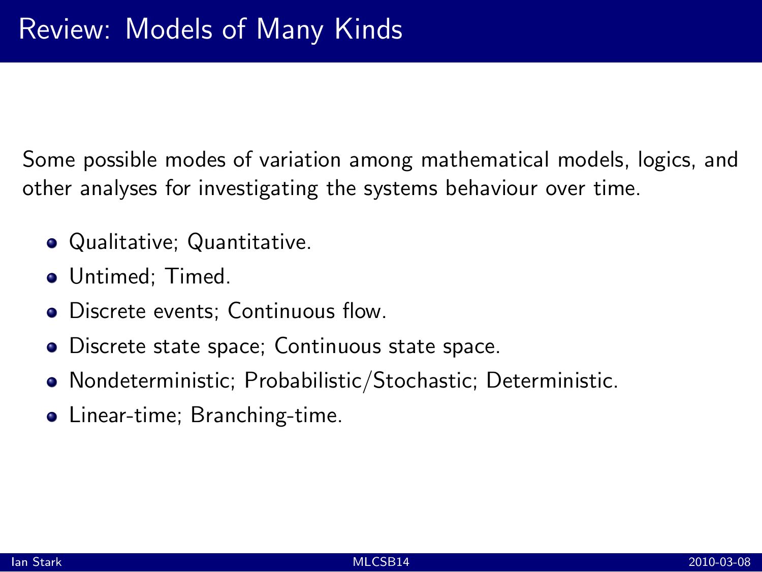# Review: Models of Many Kinds

Some possible modes of variation among mathematical models, logics, and other analyses for investigating the systems behaviour over time.

- Qualitative; Quantitative.
- Untimed; Timed.
- Discrete events; Continuous flow.
- Discrete state space; Continuous state space.
- Nondeterministic; Probabilistic/Stochastic; Deterministic.
- Linear-time; Branching-time.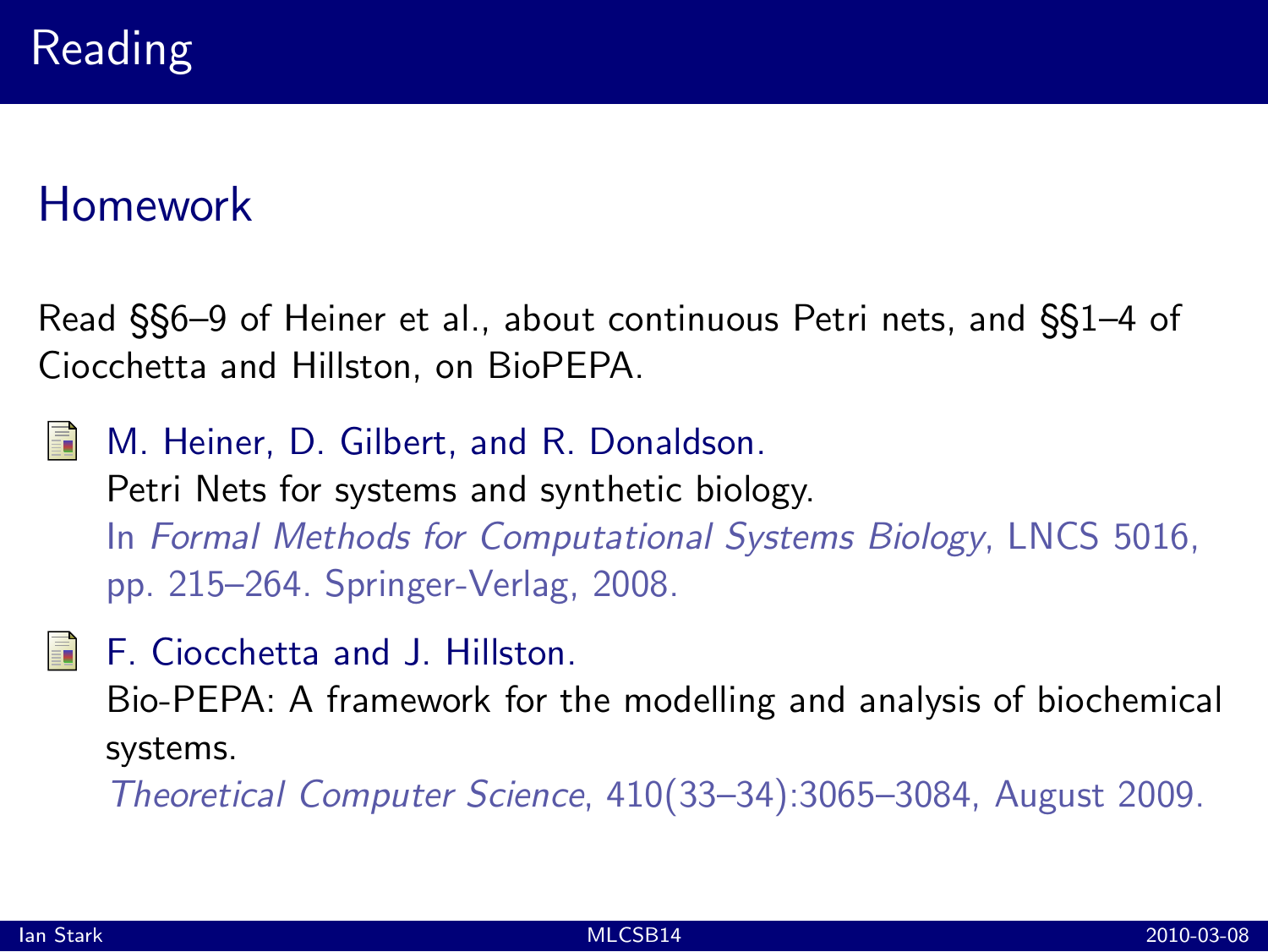# Reading

## Homework

Read §§6–9 of Heiner et al., about continuous Petri nets, and §§1–4 of Ciocchetta and Hillston, on BioPEPA.

- M. Heiner, D. Gilbert, and R. Donaldson.
  Petri Nets for systems and synthetic biology.
  In *Formal Methods for Computational Systems Biology*, LNCS 5016, pp. 215–264. Springer-Verlag, 2008.

- F. Ciocchetta and J. Hillston.
  Bio-PEPA: A framework for the modelling and analysis of biochemical systems.
  *Theoretical Computer Science*, 410(33–34):3065–3084, August 2009.